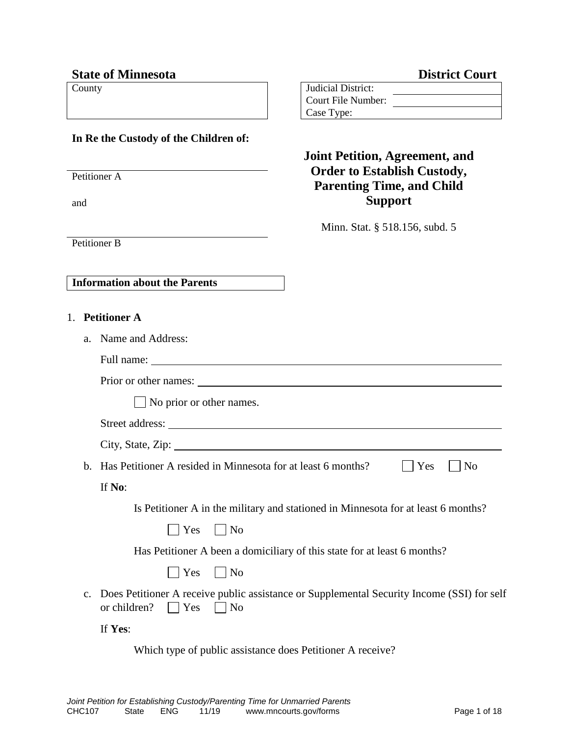**State of Minnesota** **District Court**

| County | Judicial District: ____________ |
|---|---|
| | Court File Number: ____________ |
| | Case Type: ____________ |

**In Re the Custody of the Children of:**

______________________________
Petitioner A

and

______________________________
Petitioner B

## Joint Petition, Agreement, and Order to Establish Custody, Parenting Time, and Child Support

Minn. Stat. § 518.156, subd. 5

**Information about the Parents**

1. **Petitioner A**

   a. Name and Address:

   Full name: ______________________________

   Prior or other names: ______________________________

   ☐ No prior or other names.

   Street address: ______________________________

   City, State, Zip: ______________________________

   b. Has Petitioner A resided in Minnesota for at least 6 months? ☐ Yes ☐ No

   If **No**:

   Is Petitioner A in the military and stationed in Minnesota for at least 6 months?

   ☐ Yes ☐ No

   Has Petitioner A been a domiciliary of this state for at least 6 months?

   ☐ Yes ☐ No

   c. Does Petitioner A receive public assistance or Supplemental Security Income (SSI) for self or children? ☐ Yes ☐ No

   If **Yes**:

   Which type of public assistance does Petitioner A receive?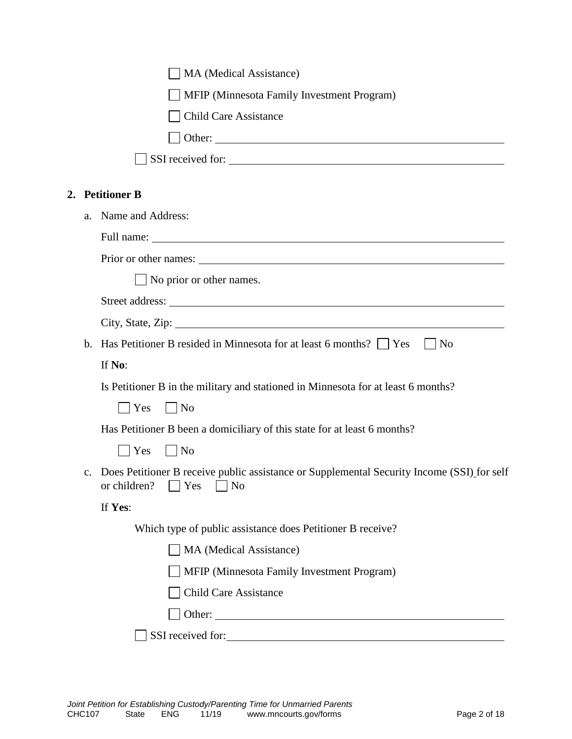- ☐ MA (Medical Assistance)
- ☐ MFIP (Minnesota Family Investment Program)
- ☐ Child Care Assistance
- ☐ Other: ______________________________

☐ SSI received for: ______________________________

**2. Petitioner B**

a. Name and Address:

Full name: ______________________________

Prior or other names: ______________________________

☐ No prior or other names.

Street address: ______________________________

City, State, Zip: ______________________________

b. Has Petitioner B resided in Minnesota for at least 6 months? ☐ Yes ☐ No

If **No**:

Is Petitioner B in the military and stationed in Minnesota for at least 6 months?

☐ Yes ☐ No

Has Petitioner B been a domiciliary of this state for at least 6 months?

☐ Yes ☐ No

c. Does Petitioner B receive public assistance or Supplemental Security Income (SSI) for self or children? ☐ Yes ☐ No

If **Yes**:

Which type of public assistance does Petitioner B receive?

- ☐ MA (Medical Assistance)
- ☐ MFIP (Minnesota Family Investment Program)
- ☐ Child Care Assistance
- ☐ Other: ______________________________

☐ SSI received for: ______________________________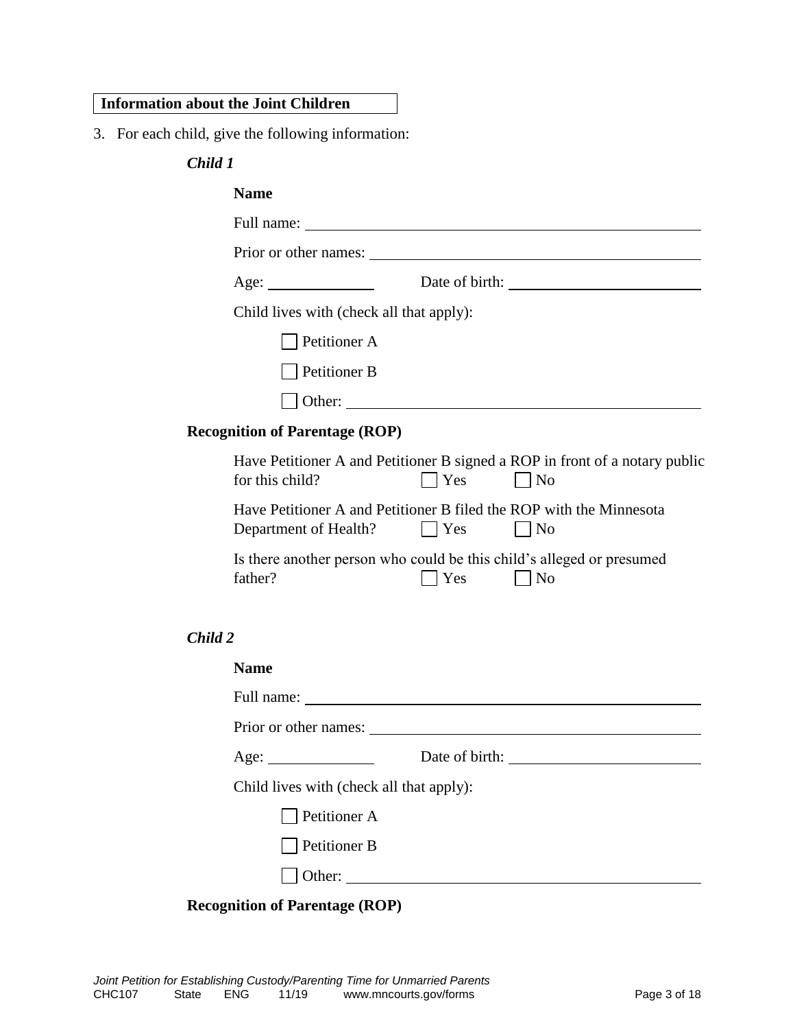**Information about the Joint Children**

3. For each child, give the following information:

*Child 1*

**Name**

Full name: ______________________________

Prior or other names: ______________________________

Age: ____________ Date of birth: ______________________

Child lives with (check all that apply):

☐ Petitioner A

☐ Petitioner B

☐ Other: ______________________________

**Recognition of Parentage (ROP)**

Have Petitioner A and Petitioner B signed a ROP in front of a notary public for this child? ☐ Yes ☐ No

Have Petitioner A and Petitioner B filed the ROP with the Minnesota Department of Health? ☐ Yes ☐ No

Is there another person who could be this child's alleged or presumed father? ☐ Yes ☐ No

*Child 2*

**Name**

Full name: ______________________________

Prior or other names: ______________________________

Age: ____________ Date of birth: ______________________

Child lives with (check all that apply):

☐ Petitioner A

☐ Petitioner B

☐ Other: ______________________________

**Recognition of Parentage (ROP)**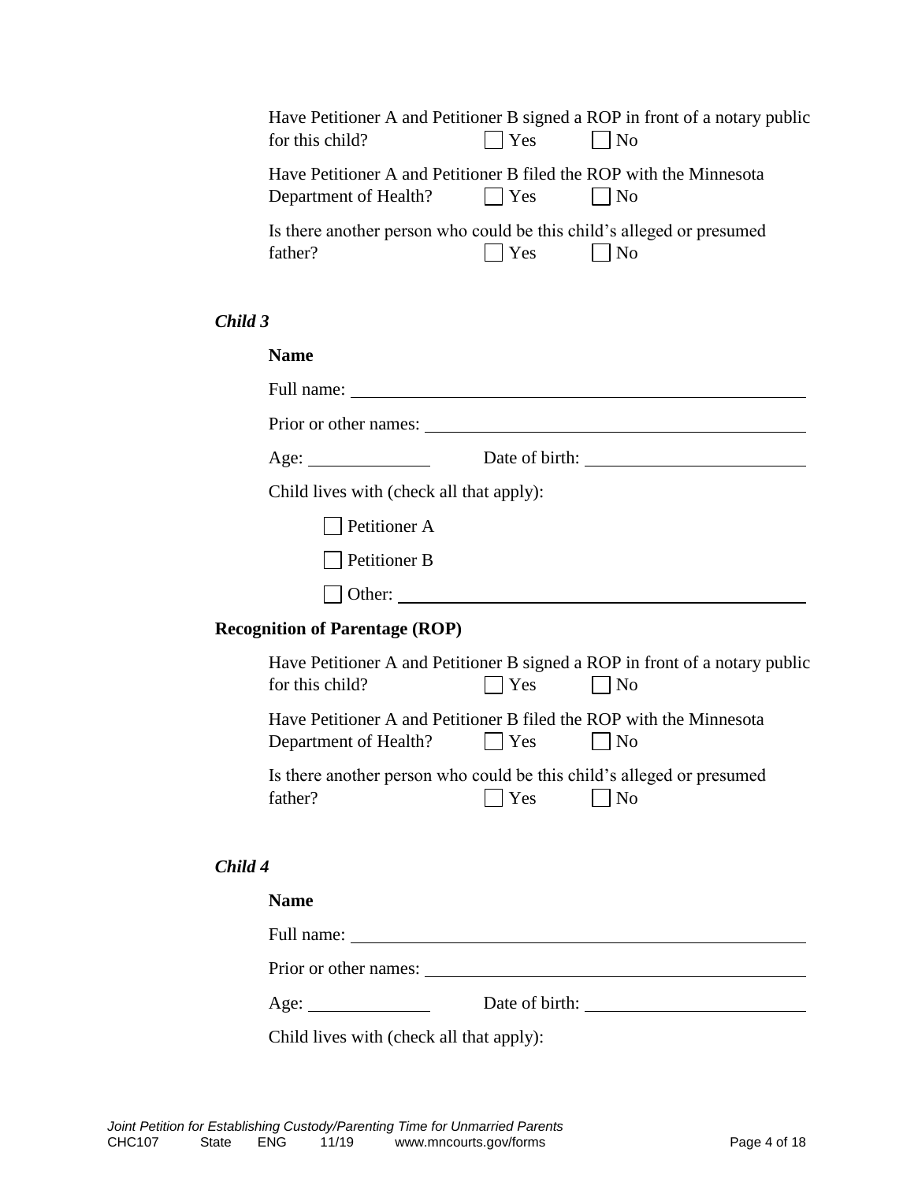Have Petitioner A and Petitioner B signed a ROP in front of a notary public for this child? ☐ Yes ☐ No

Have Petitioner A and Petitioner B filed the ROP with the Minnesota Department of Health? ☐ Yes ☐ No

Is there another person who could be this child's alleged or presumed father? ☐ Yes ☐ No

### *Child 3*

**Name**

Full name: ______________________________

Prior or other names: ______________________________

Age: ____________ Date of birth: ____________________

Child lives with (check all that apply):

☐ Petitioner A

☐ Petitioner B

☐ Other: ______________________________

**Recognition of Parentage (ROP)**

Have Petitioner A and Petitioner B signed a ROP in front of a notary public for this child? ☐ Yes ☐ No

Have Petitioner A and Petitioner B filed the ROP with the Minnesota Department of Health? ☐ Yes ☐ No

Is there another person who could be this child's alleged or presumed father? ☐ Yes ☐ No

### *Child 4*

**Name**

Full name: ______________________________

Prior or other names: ______________________________

Age: ____________ Date of birth: ____________________

Child lives with (check all that apply):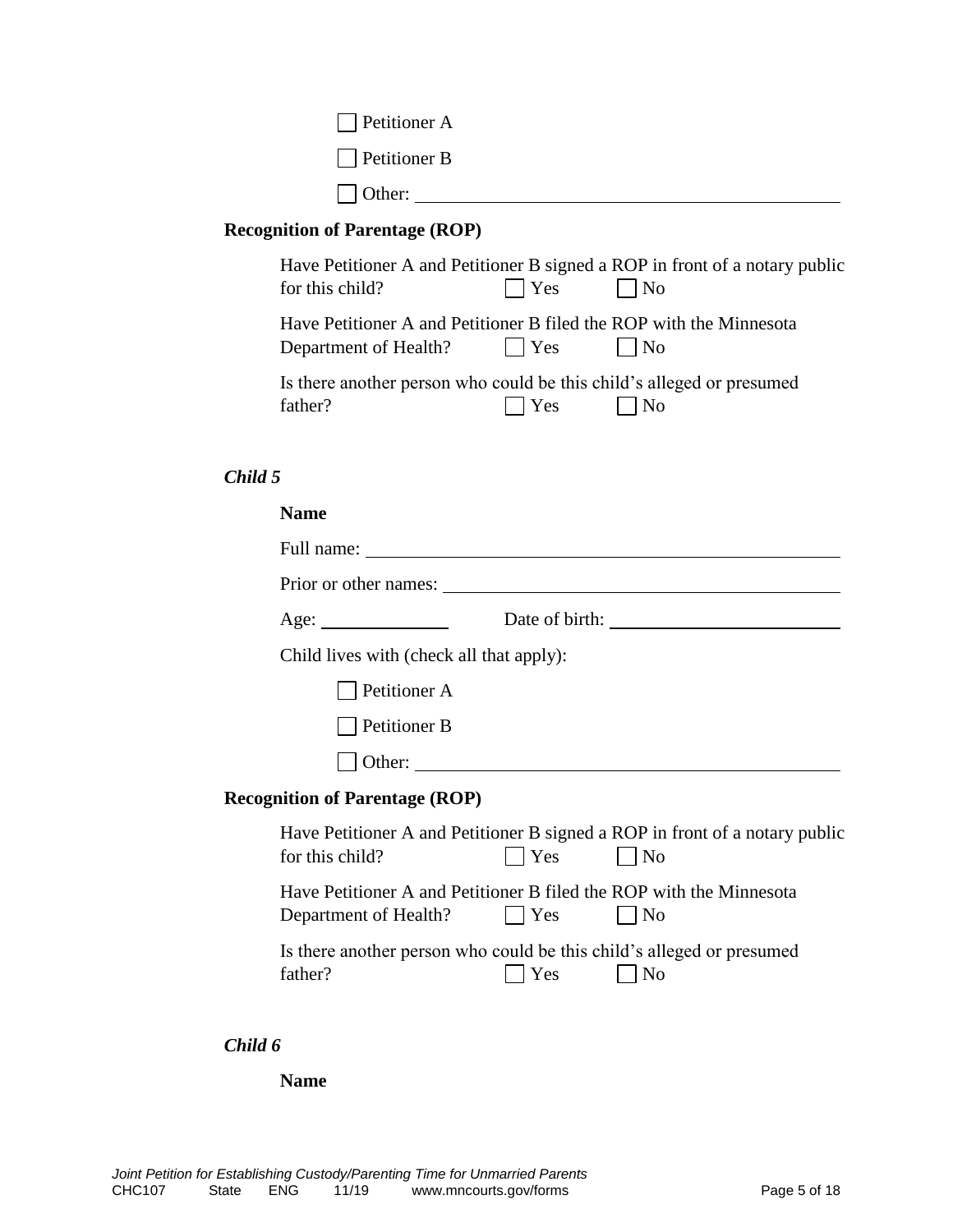☐ Petitioner A

☐ Petitioner B

☐ Other: ____________________________________________

**Recognition of Parentage (ROP)**

Have Petitioner A and Petitioner B signed a ROP in front of a notary public for this child? ☐ Yes ☐ No

Have Petitioner A and Petitioner B filed the ROP with the Minnesota Department of Health? ☐ Yes ☐ No

Is there another person who could be this child's alleged or presumed father? ☐ Yes ☐ No

***Child 5***

**Name**

Full name: ____________________________________________

Prior or other names: ____________________________________________

Age: ______________ Date of birth: ________________________

Child lives with (check all that apply):

☐ Petitioner A

☐ Petitioner B

☐ Other: ____________________________________________

**Recognition of Parentage (ROP)**

Have Petitioner A and Petitioner B signed a ROP in front of a notary public for this child? ☐ Yes ☐ No

Have Petitioner A and Petitioner B filed the ROP with the Minnesota Department of Health? ☐ Yes ☐ No

Is there another person who could be this child's alleged or presumed father? ☐ Yes ☐ No

***Child 6***

**Name**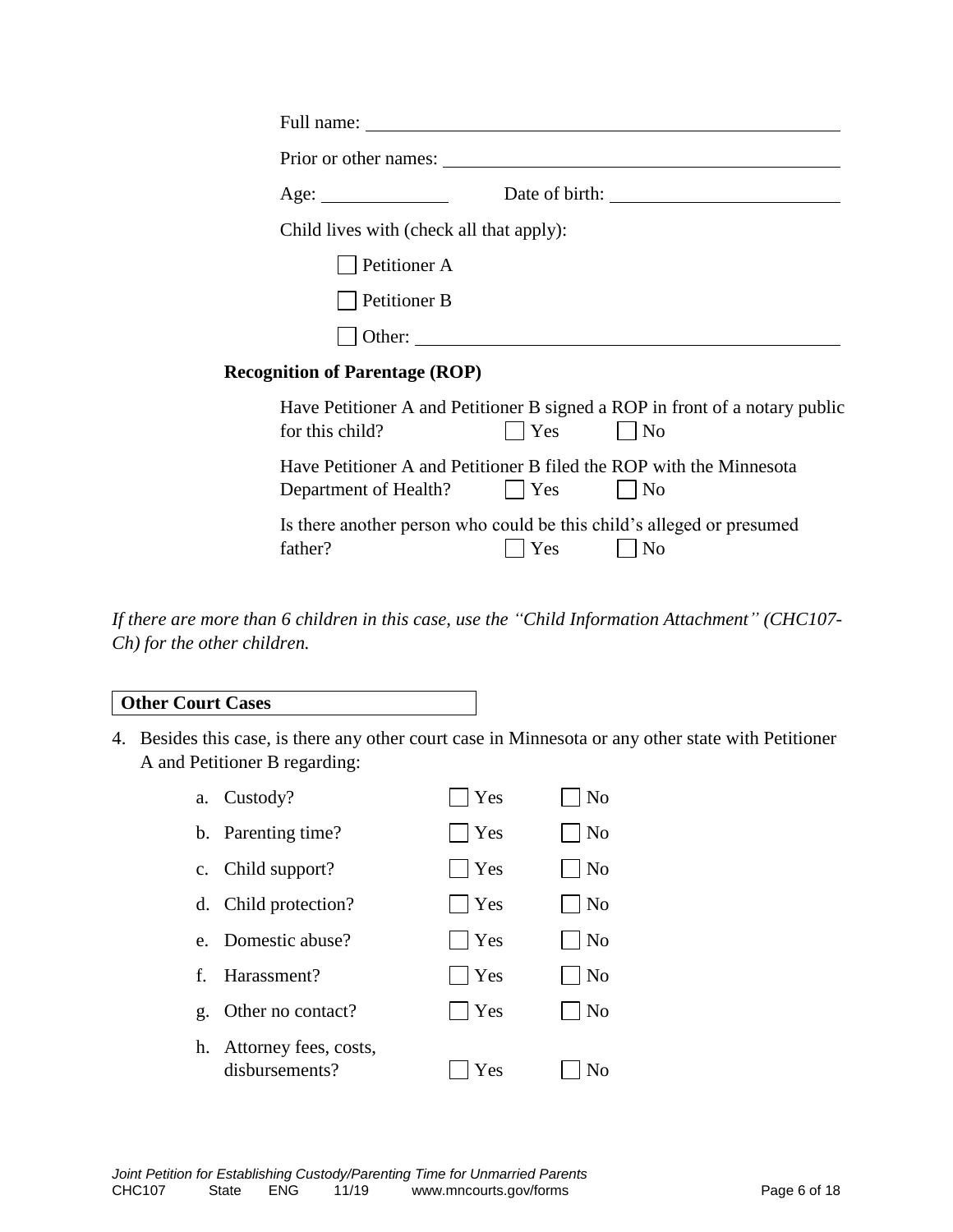Full name: \_\_\_\_\_\_\_\_\_\_\_\_\_\_\_\_\_\_\_\_\_\_\_\_\_\_\_\_\_\_\_\_\_\_\_\_\_\_\_\_

Prior or other names: \_\_\_\_\_\_\_\_\_\_\_\_\_\_\_\_\_\_\_\_\_\_\_\_\_\_\_\_\_\_\_\_\_\_

Age: \_\_\_\_\_\_\_\_\_\_ Date of birth: \_\_\_\_\_\_\_\_\_\_\_\_\_\_\_\_\_\_\_\_

Child lives with (check all that apply):

- ☐ Petitioner A
- ☐ Petitioner B
- ☐ Other: \_\_\_\_\_\_\_\_\_\_\_\_\_\_\_\_\_\_\_\_\_\_\_\_\_\_\_\_\_\_\_\_\_\_\_\_

**Recognition of Parentage (ROP)**

Have Petitioner A and Petitioner B signed a ROP in front of a notary public for this child? ☐ Yes ☐ No

Have Petitioner A and Petitioner B filed the ROP with the Minnesota Department of Health? ☐ Yes ☐ No

Is there another person who could be this child's alleged or presumed father? ☐ Yes ☐ No

*If there are more than 6 children in this case, use the "Child Information Attachment" (CHC107-Ch) for the other children.*

**Other Court Cases**

4. Besides this case, is there any other court case in Minnesota or any other state with Petitioner A and Petitioner B regarding:

   a. Custody? ☐ Yes ☐ No

   b. Parenting time? ☐ Yes ☐ No

   c. Child support? ☐ Yes ☐ No

   d. Child protection? ☐ Yes ☐ No

   e. Domestic abuse? ☐ Yes ☐ No

   f. Harassment? ☐ Yes ☐ No

   g. Other no contact? ☐ Yes ☐ No

   h. Attorney fees, costs, disbursements? ☐ Yes ☐ No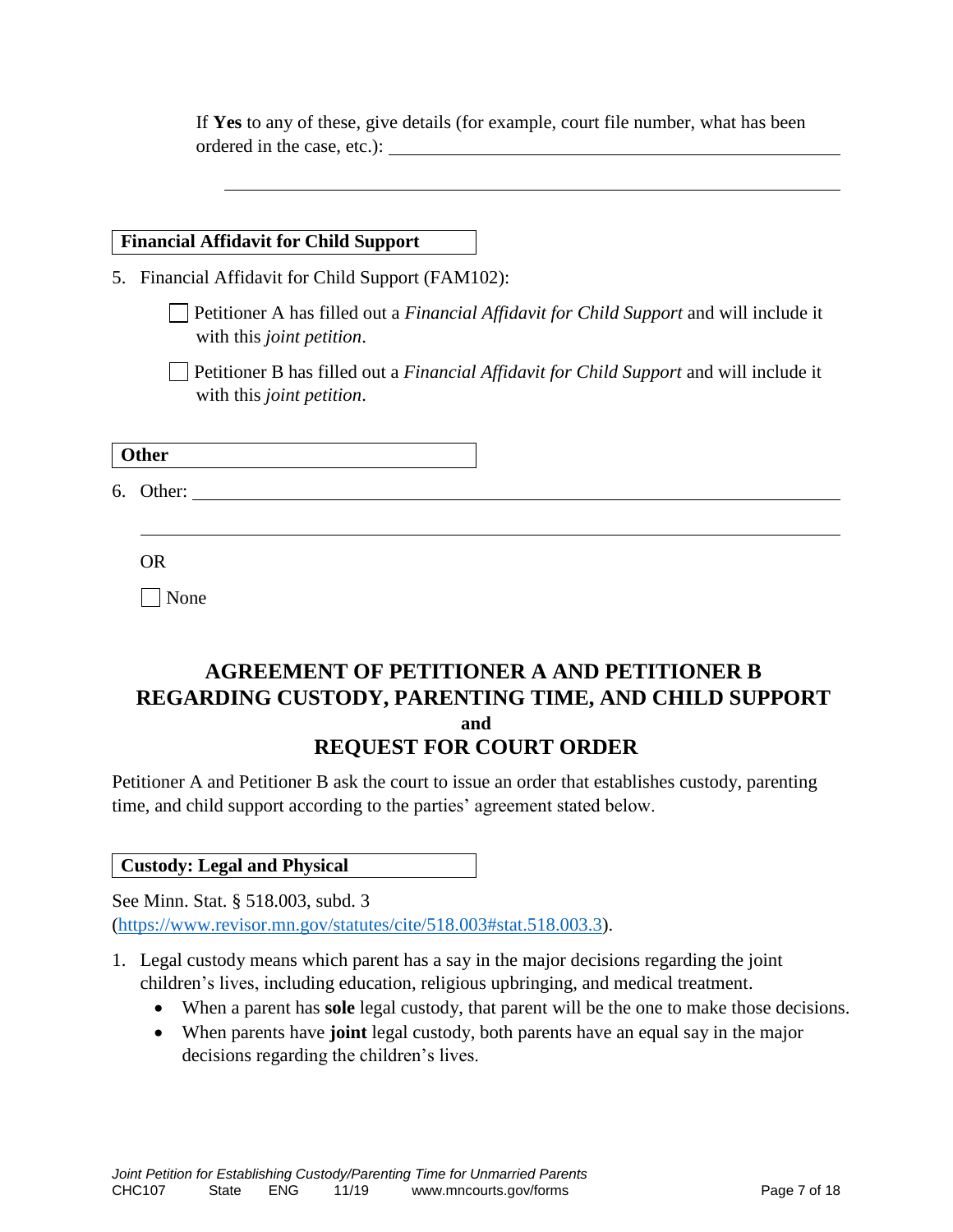If **Yes** to any of these, give details (for example, court file number, what has been ordered in the case, etc.): ______________________________________________

______________________________________________________________________

**Financial Affidavit for Child Support**

5. Financial Affidavit for Child Support (FAM102):

   ☐ Petitioner A has filled out a *Financial Affidavit for Child Support* and will include it with this *joint petition*.

   ☐ Petitioner B has filled out a *Financial Affidavit for Child Support* and will include it with this *joint petition*.

**Other**

6. Other: ______________________________________________________________

   ______________________________________________________________________

   OR

   ☐ None

## AGREEMENT OF PETITIONER A AND PETITIONER B REGARDING CUSTODY, PARENTING TIME, AND CHILD SUPPORT

**and**

## REQUEST FOR COURT ORDER

Petitioner A and Petitioner B ask the court to issue an order that establishes custody, parenting time, and child support according to the parties' agreement stated below.

**Custody: Legal and Physical**

See Minn. Stat. § 518.003, subd. 3 (https://www.revisor.mn.gov/statutes/cite/518.003#stat.518.003.3).

1. Legal custody means which parent has a say in the major decisions regarding the joint children's lives, including education, religious upbringing, and medical treatment.
   - When a parent has **sole** legal custody, that parent will be the one to make those decisions.
   - When parents have **joint** legal custody, both parents have an equal say in the major decisions regarding the children's lives.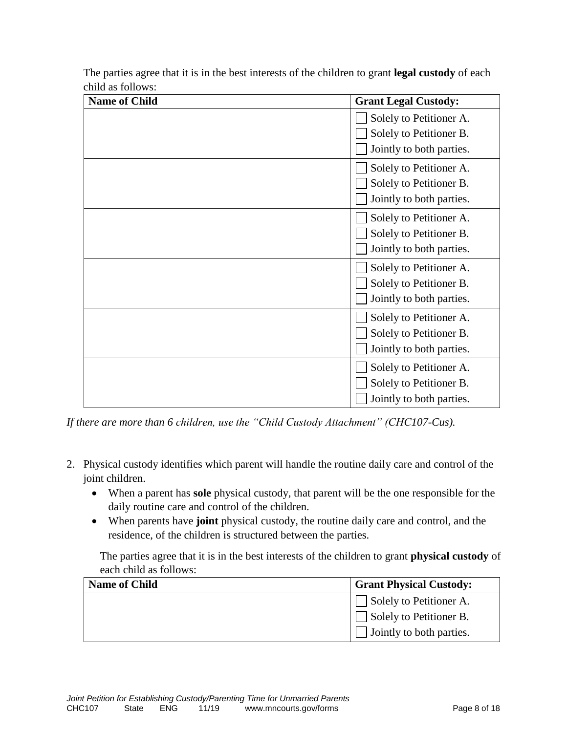The parties agree that it is in the best interests of the children to grant **legal custody** of each child as follows:

| Name of Child | Grant Legal Custody: |
|---|---|
| | ☐ Solely to Petitioner A.<br>☐ Solely to Petitioner B.<br>☐ Jointly to both parties. |
| | ☐ Solely to Petitioner A.<br>☐ Solely to Petitioner B.<br>☐ Jointly to both parties. |
| | ☐ Solely to Petitioner A.<br>☐ Solely to Petitioner B.<br>☐ Jointly to both parties. |
| | ☐ Solely to Petitioner A.<br>☐ Solely to Petitioner B.<br>☐ Jointly to both parties. |
| | ☐ Solely to Petitioner A.<br>☐ Solely to Petitioner B.<br>☐ Jointly to both parties. |
| | ☐ Solely to Petitioner A.<br>☐ Solely to Petitioner B.<br>☐ Jointly to both parties. |

*If there are more than 6 children, use the "Child Custody Attachment" (CHC107-Cus).*

2. Physical custody identifies which parent will handle the routine daily care and control of the joint children.
   - When a parent has **sole** physical custody, that parent will be the one responsible for the daily routine care and control of the children.
   - When parents have **joint** physical custody, the routine daily care and control, and the residence, of the children is structured between the parties.

   The parties agree that it is in the best interests of the children to grant **physical custody** of each child as follows:

| Name of Child | Grant Physical Custody: |
|---|---|
| | ☐ Solely to Petitioner A.<br>☐ Solely to Petitioner B.<br>☐ Jointly to both parties. |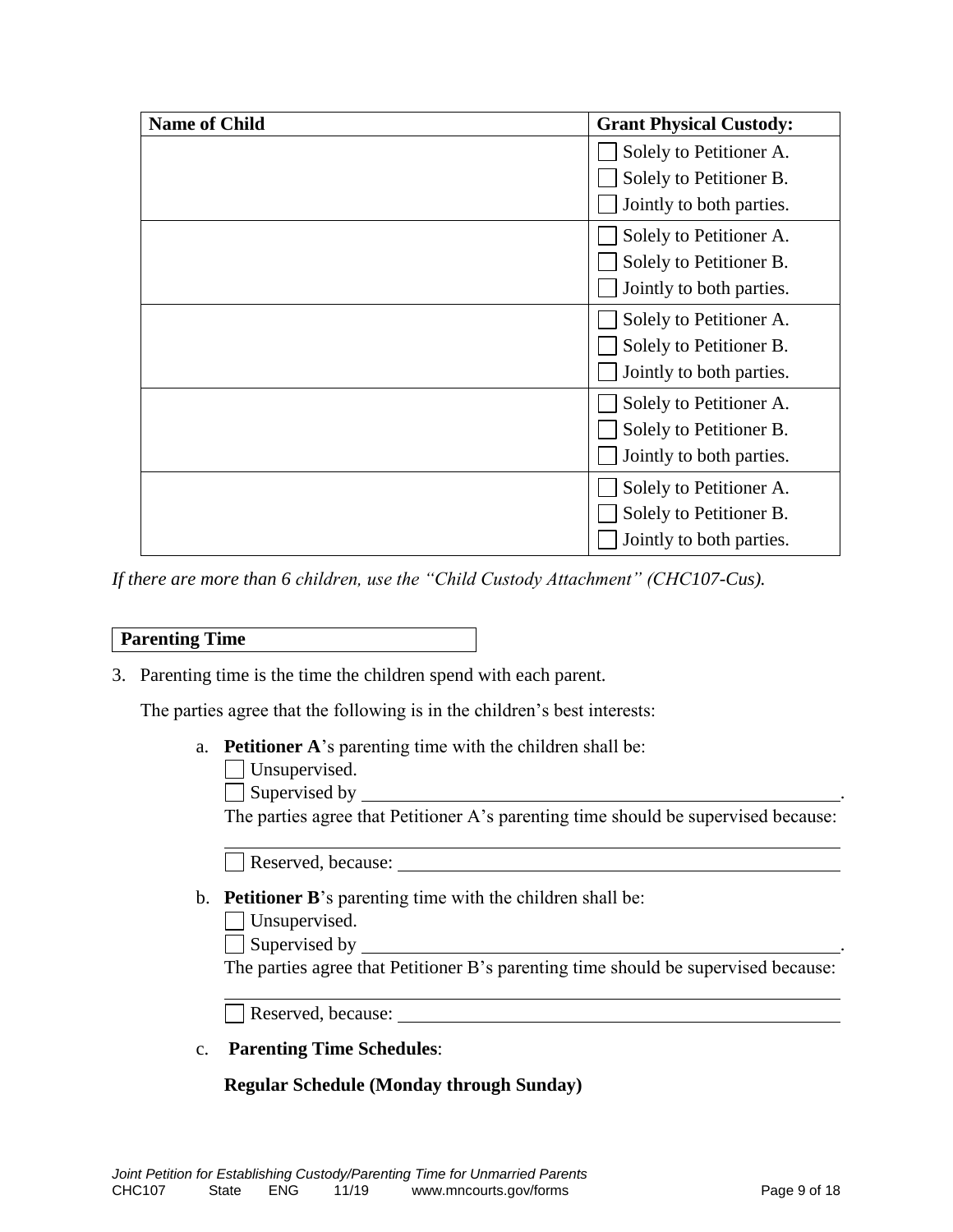| Name of Child | Grant Physical Custody: |
|---|---|
| | ☐ Solely to Petitioner A.<br>☐ Solely to Petitioner B.<br>☐ Jointly to both parties. |
| | ☐ Solely to Petitioner A.<br>☐ Solely to Petitioner B.<br>☐ Jointly to both parties. |
| | ☐ Solely to Petitioner A.<br>☐ Solely to Petitioner B.<br>☐ Jointly to both parties. |
| | ☐ Solely to Petitioner A.<br>☐ Solely to Petitioner B.<br>☐ Jointly to both parties. |
| | ☐ Solely to Petitioner A.<br>☐ Solely to Petitioner B.<br>☐ Jointly to both parties. |

*If there are more than 6 children, use the "Child Custody Attachment" (CHC107-Cus).*

**Parenting Time**

3. Parenting time is the time the children spend with each parent.

   The parties agree that the following is in the children's best interests:

   a. **Petitioner A**'s parenting time with the children shall be:
      ☐ Unsupervised.
      ☐ Supervised by ______________________________________________.
      The parties agree that Petitioner A's parenting time should be supervised because:
      ______________________________________________
      ☐ Reserved, because: ______________________________________________

   b. **Petitioner B**'s parenting time with the children shall be:
      ☐ Unsupervised.
      ☐ Supervised by ______________________________________________.
      The parties agree that Petitioner B's parenting time should be supervised because:
      ______________________________________________
      ☐ Reserved, because: ______________________________________________

   c. **Parenting Time Schedules**:

      **Regular Schedule (Monday through Sunday)**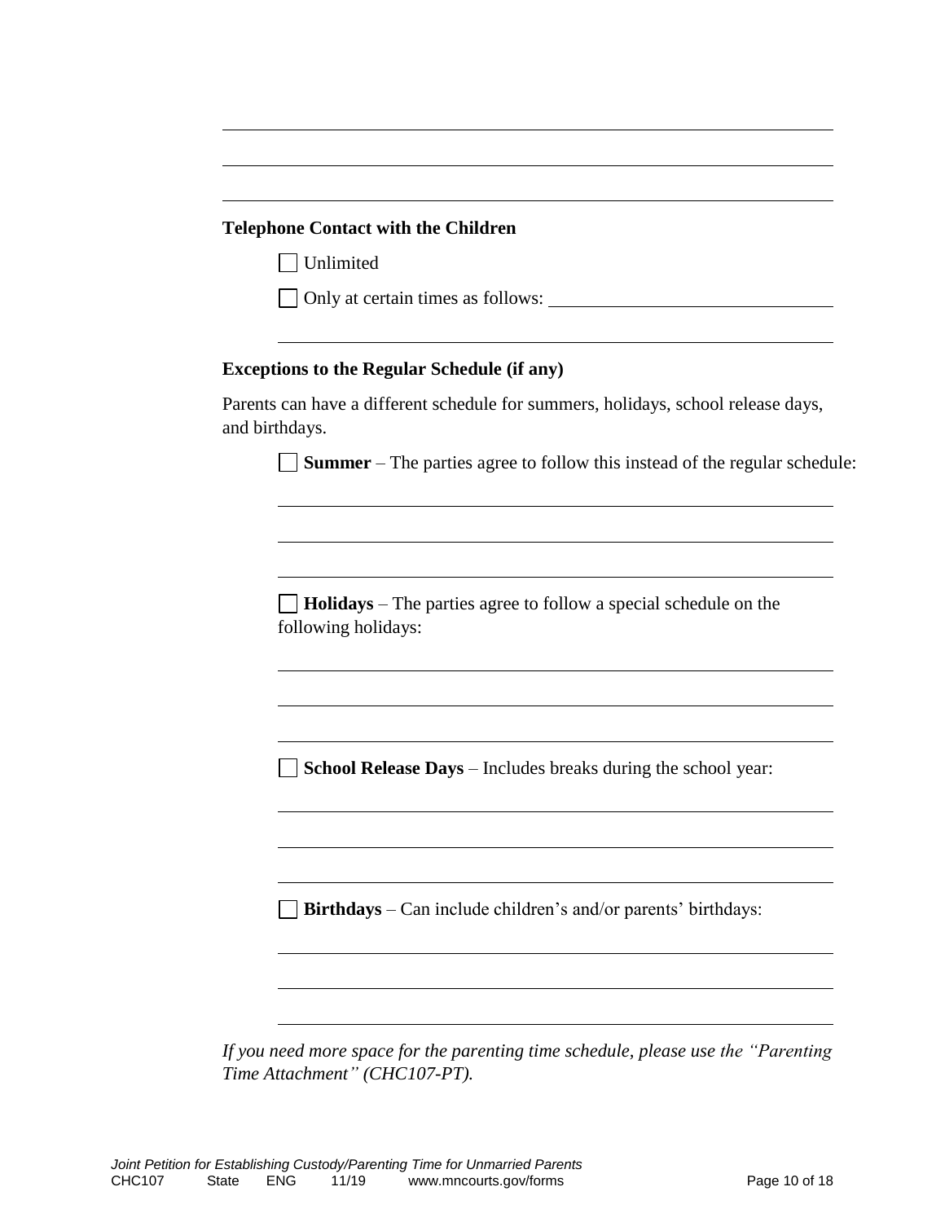**Telephone Contact with the Children**

☐ Unlimited

☐ Only at certain times as follows: \_\_\_\_\_\_\_\_\_\_\_\_\_\_\_\_\_\_\_\_\_\_\_\_\_\_\_\_\_\_

**Exceptions to the Regular Schedule (if any)**

Parents can have a different schedule for summers, holidays, school release days, and birthdays.

☐ **Summer** – The parties agree to follow this instead of the regular schedule:

☐ **Holidays** – The parties agree to follow a special schedule on the following holidays:

☐ **School Release Days** – Includes breaks during the school year:

☐ **Birthdays** – Can include children's and/or parents' birthdays:

*If you need more space for the parenting time schedule, please use the "Parenting Time Attachment" (CHC107-PT).*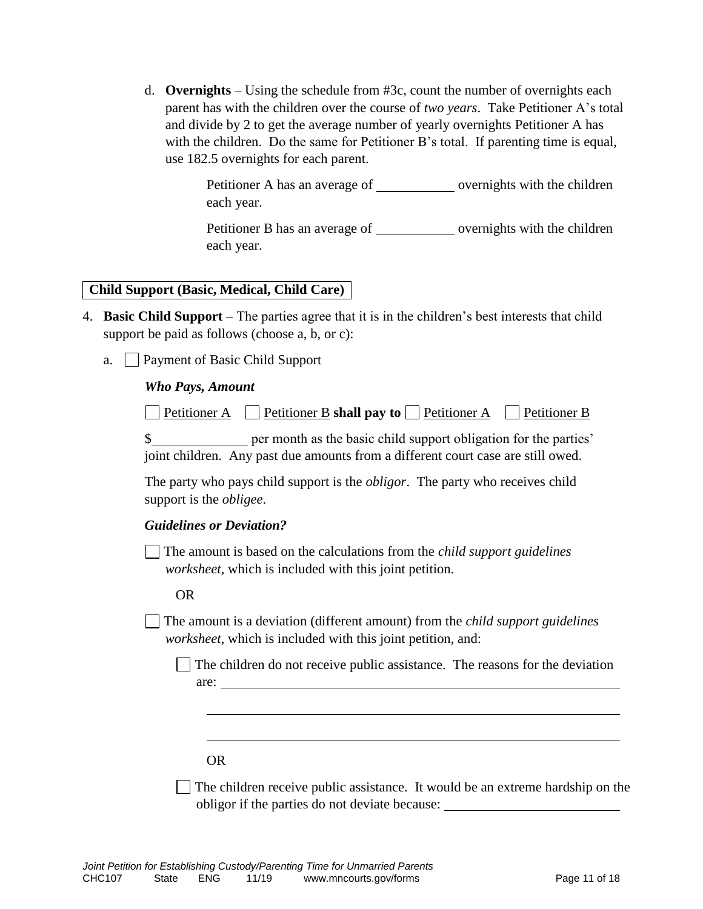d. **Overnights** – Using the schedule from #3c, count the number of overnights each parent has with the children over the course of *two years*. Take Petitioner A's total and divide by 2 to get the average number of yearly overnights Petitioner A has with the children. Do the same for Petitioner B's total. If parenting time is equal, use 182.5 overnights for each parent.

Petitioner A has an average of ___________ overnights with the children each year.

Petitioner B has an average of ___________ overnights with the children each year.

**Child Support (Basic, Medical, Child Care)**

4. **Basic Child Support** – The parties agree that it is in the children's best interests that child support be paid as follows (choose a, b, or c):

   a. ☐ Payment of Basic Child Support

   ***Who Pays, Amount***

   ☐ Petitioner A ☐ Petitioner B **shall pay to** ☐ Petitioner A ☐ Petitioner B

   $______________ per month as the basic child support obligation for the parties' joint children. Any past due amounts from a different court case are still owed.

   The party who pays child support is the *obligor*. The party who receives child support is the *obligee*.

   ***Guidelines or Deviation?***

   ☐ The amount is based on the calculations from the *child support guidelines worksheet*, which is included with this joint petition.

   OR

   ☐ The amount is a deviation (different amount) from the *child support guidelines worksheet*, which is included with this joint petition, and:

   ☐ The children do not receive public assistance. The reasons for the deviation are: ____________________________________________________________

   ______________________________________________________________________

   ______________________________________________________________________

   OR

   ☐ The children receive public assistance. It would be an extreme hardship on the obligor if the parties do not deviate because: __________________________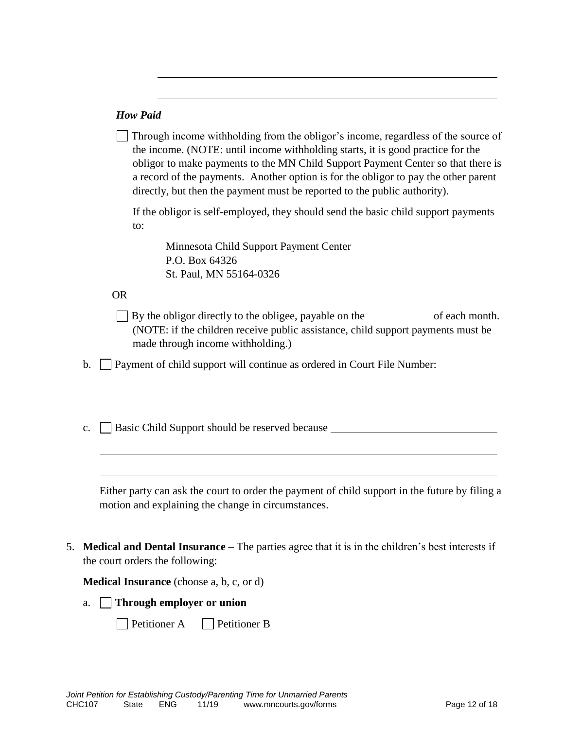\_\_\_\_\_\_\_\_\_\_\_\_\_\_\_\_\_\_\_\_\_\_\_\_\_\_\_\_\_\_\_\_\_\_\_\_\_\_\_\_\_\_\_\_\_\_\_\_\_\_\_\_\_\_\_\_

\_\_\_\_\_\_\_\_\_\_\_\_\_\_\_\_\_\_\_\_\_\_\_\_\_\_\_\_\_\_\_\_\_\_\_\_\_\_\_\_\_\_\_\_\_\_\_\_\_\_\_\_\_\_\_\_

***How Paid***

☐ Through income withholding from the obligor's income, regardless of the source of the income. (NOTE: until income withholding starts, it is good practice for the obligor to make payments to the MN Child Support Payment Center so that there is a record of the payments. Another option is for the obligor to pay the other parent directly, but then the payment must be reported to the public authority).

If the obligor is self-employed, they should send the basic child support payments to:

Minnesota Child Support Payment Center
P.O. Box 64326
St. Paul, MN 55164-0326

OR

☐ By the obligor directly to the obligee, payable on the \_\_\_\_\_\_\_\_\_\_\_ of each month. (NOTE: if the children receive public assistance, child support payments must be made through income withholding.)

b. ☐ Payment of child support will continue as ordered in Court File Number:

\_\_\_\_\_\_\_\_\_\_\_\_\_\_\_\_\_\_\_\_\_\_\_\_\_\_\_\_\_\_\_\_\_\_\_\_\_\_\_\_\_\_\_\_\_\_\_\_\_\_\_\_\_\_\_\_

c. ☐ Basic Child Support should be reserved because \_\_\_\_\_\_\_\_\_\_\_\_\_\_\_\_\_\_\_\_\_\_\_\_\_\_\_\_\_\_

\_\_\_\_\_\_\_\_\_\_\_\_\_\_\_\_\_\_\_\_\_\_\_\_\_\_\_\_\_\_\_\_\_\_\_\_\_\_\_\_\_\_\_\_\_\_\_\_\_\_\_\_\_\_\_\_

\_\_\_\_\_\_\_\_\_\_\_\_\_\_\_\_\_\_\_\_\_\_\_\_\_\_\_\_\_\_\_\_\_\_\_\_\_\_\_\_\_\_\_\_\_\_\_\_\_\_\_\_\_\_\_\_

Either party can ask the court to order the payment of child support in the future by filing a motion and explaining the change in circumstances.

5. **Medical and Dental Insurance** – The parties agree that it is in the children's best interests if the court orders the following:

**Medical Insurance** (choose a, b, c, or d)

a. ☐ **Through employer or union**

☐ Petitioner A ☐ Petitioner B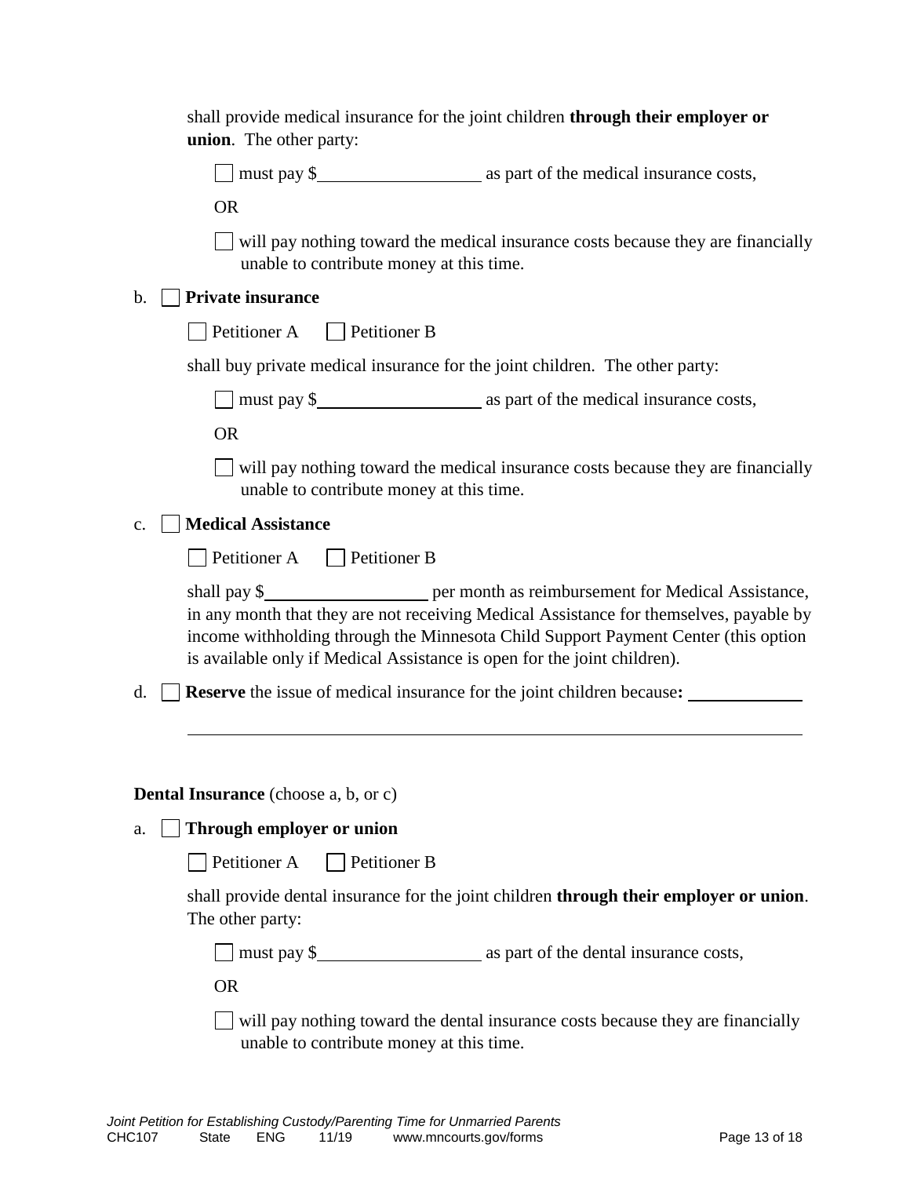shall provide medical insurance for the joint children **through their employer or union**. The other party:

☐ must pay $__________________ as part of the medical insurance costs,

OR

☐ will pay nothing toward the medical insurance costs because they are financially unable to contribute money at this time.

b. ☐ **Private insurance**

☐ Petitioner A ☐ Petitioner B

shall buy private medical insurance for the joint children. The other party:

☐ must pay $__________________ as part of the medical insurance costs,

OR

☐ will pay nothing toward the medical insurance costs because they are financially unable to contribute money at this time.

c. ☐ **Medical Assistance**

☐ Petitioner A ☐ Petitioner B

shall pay $__________________ per month as reimbursement for Medical Assistance, in any month that they are not receiving Medical Assistance for themselves, payable by income withholding through the Minnesota Child Support Payment Center (this option is available only if Medical Assistance is open for the joint children).

d. ☐ **Reserve** the issue of medical insurance for the joint children because**:** _____________

_______________________________________________________________________

**Dental Insurance** (choose a, b, or c)

a. ☐ **Through employer or union**

☐ Petitioner A ☐ Petitioner B

shall provide dental insurance for the joint children **through their employer or union**. The other party:

☐ must pay $__________________ as part of the dental insurance costs,

OR

☐ will pay nothing toward the dental insurance costs because they are financially unable to contribute money at this time.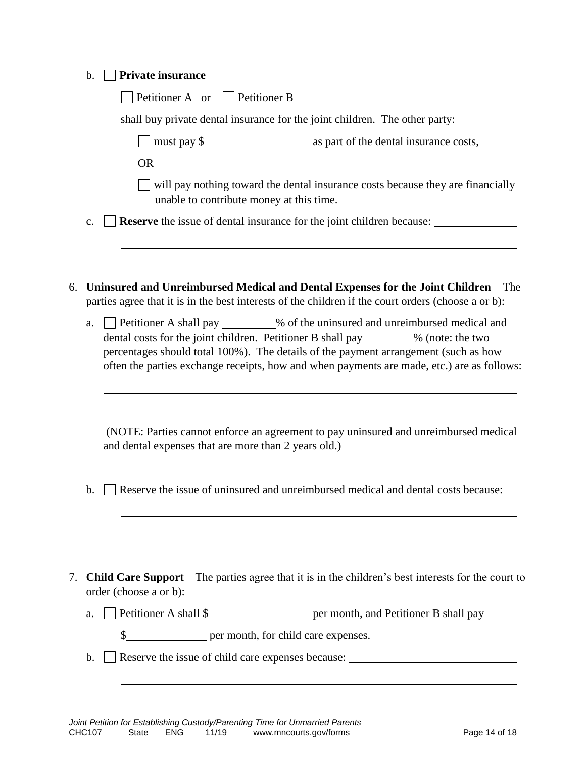b. ☐ **Private insurance**

☐ Petitioner A or ☐ Petitioner B

shall buy private dental insurance for the joint children. The other party:

☐ must pay $__________________ as part of the dental insurance costs,

OR

☐ will pay nothing toward the dental insurance costs because they are financially unable to contribute money at this time.

c. ☐ **Reserve** the issue of dental insurance for the joint children because: ______________

__________________________________________________________________________

6. **Uninsured and Unreimbursed Medical and Dental Expenses for the Joint Children** – The parties agree that it is in the best interests of the children if the court orders (choose a or b):

a. ☐ Petitioner A shall pay _________% of the uninsured and unreimbursed medical and dental costs for the joint children. Petitioner B shall pay ________% (note: the two percentages should total 100%). The details of the payment arrangement (such as how often the parties exchange receipts, how and when payments are made, etc.) are as follows:

__________________________________________________________________________

__________________________________________________________________________

(NOTE: Parties cannot enforce an agreement to pay uninsured and unreimbursed medical and dental expenses that are more than 2 years old.)

b. ☐ Reserve the issue of uninsured and unreimbursed medical and dental costs because:

__________________________________________________________________________

__________________________________________________________________________

7. **Child Care Support** – The parties agree that it is in the children's best interests for the court to order (choose a or b):

a. ☐ Petitioner A shall $__________________ per month, and Petitioner B shall pay $______________ per month, for child care expenses.

b. ☐ Reserve the issue of child care expenses because: _____________________________

__________________________________________________________________________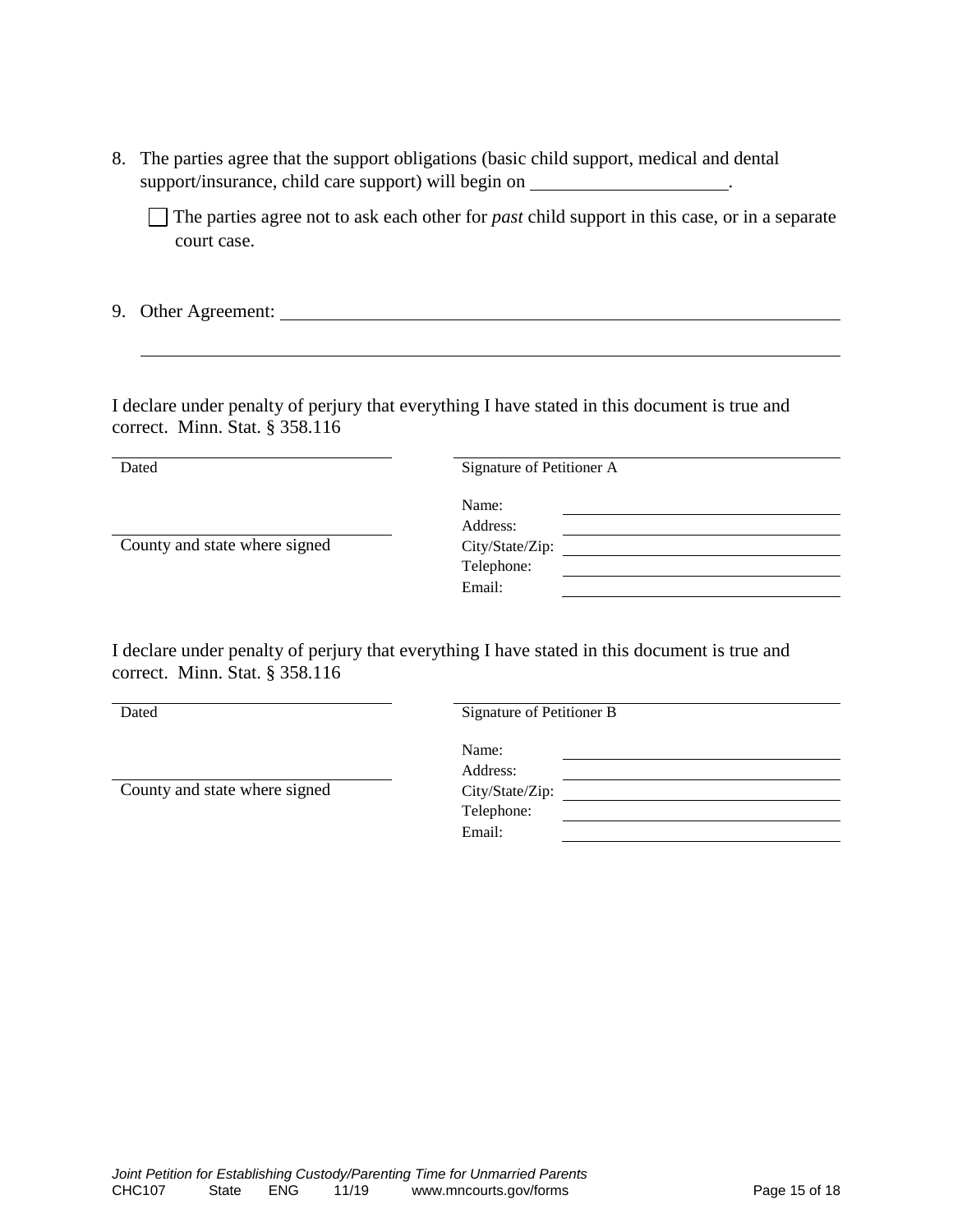8. The parties agree that the support obligations (basic child support, medical and dental support/insurance, child care support) will begin on _____________________.

   ☐ The parties agree not to ask each other for *past* child support in this case, or in a separate court case.

9. Other Agreement: ______________________________________________________________

   ______________________________________________________________________________

I declare under penalty of perjury that everything I have stated in this document is true and correct. Minn. Stat. § 358.116

_____________________________ Dated

_____________________________ County and state where signed

_____________________________ Signature of Petitioner A

Name: _____________________________

Address: _____________________________

City/State/Zip: _____________________________

Telephone: _____________________________

Email: _____________________________

I declare under penalty of perjury that everything I have stated in this document is true and correct. Minn. Stat. § 358.116

_____________________________ Dated

_____________________________ County and state where signed

_____________________________ Signature of Petitioner B

Name: _____________________________

Address: _____________________________

City/State/Zip: _____________________________

Telephone: _____________________________

Email: _____________________________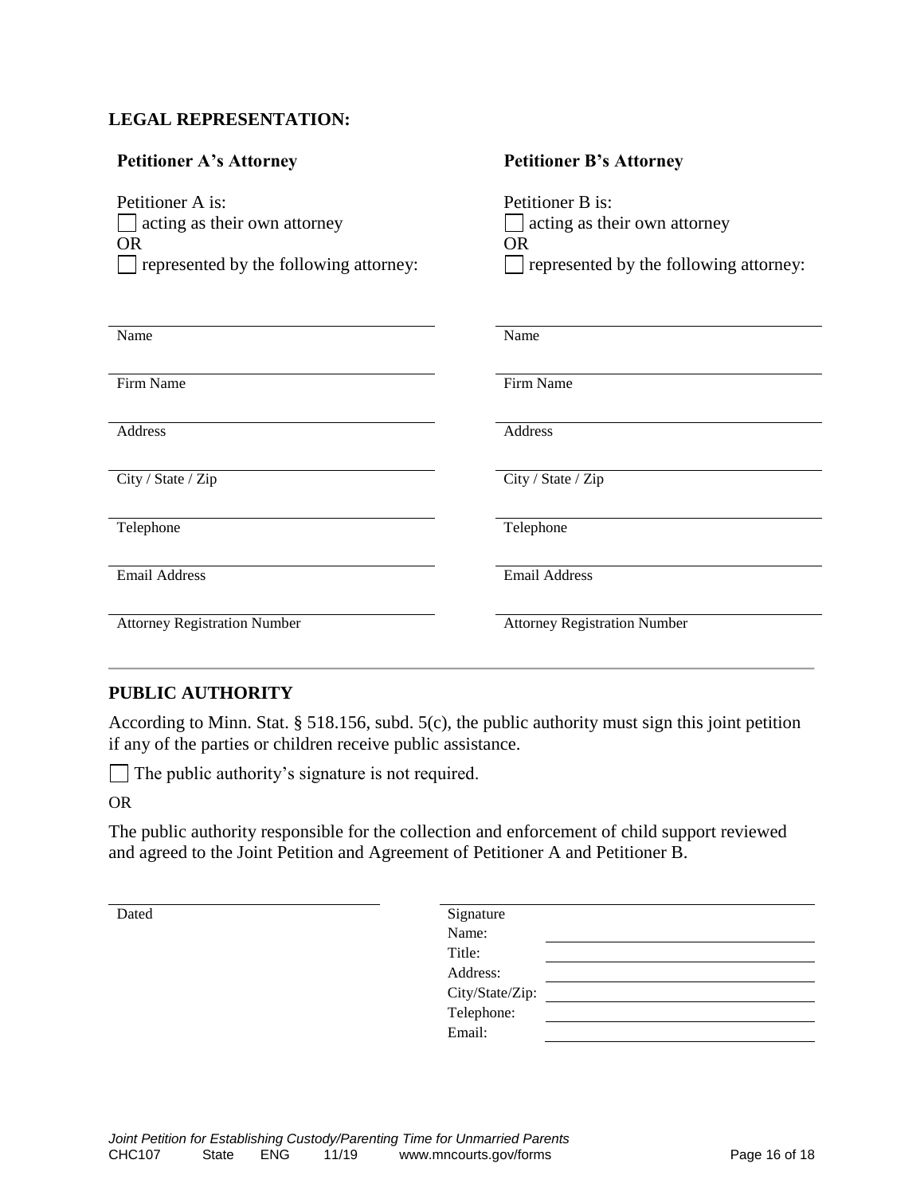**LEGAL REPRESENTATION:**

**Petitioner A's Attorney**

Petitioner A is:
☐ acting as their own attorney
OR
☐ represented by the following attorney:

______________________________
Name

______________________________
Firm Name

______________________________
Address

______________________________
City / State / Zip

______________________________
Telephone

______________________________
Email Address

______________________________
Attorney Registration Number

**Petitioner B's Attorney**

Petitioner B is:
☐ acting as their own attorney
OR
☐ represented by the following attorney:

______________________________
Name

______________________________
Firm Name

______________________________
Address

______________________________
City / State / Zip

______________________________
Telephone

______________________________
Email Address

______________________________
Attorney Registration Number

---

## PUBLIC AUTHORITY

According to Minn. Stat. § 518.156, subd. 5(c), the public authority must sign this joint petition if any of the parties or children receive public assistance.

☐ The public authority's signature is not required.

OR

The public authority responsible for the collection and enforcement of child support reviewed and agreed to the Joint Petition and Agreement of Petitioner A and Petitioner B.

______________________________
Dated

______________________________
Signature
Name: ______________________
Title: ______________________
Address: ______________________
City/State/Zip: ______________________
Telephone: ______________________
Email: ______________________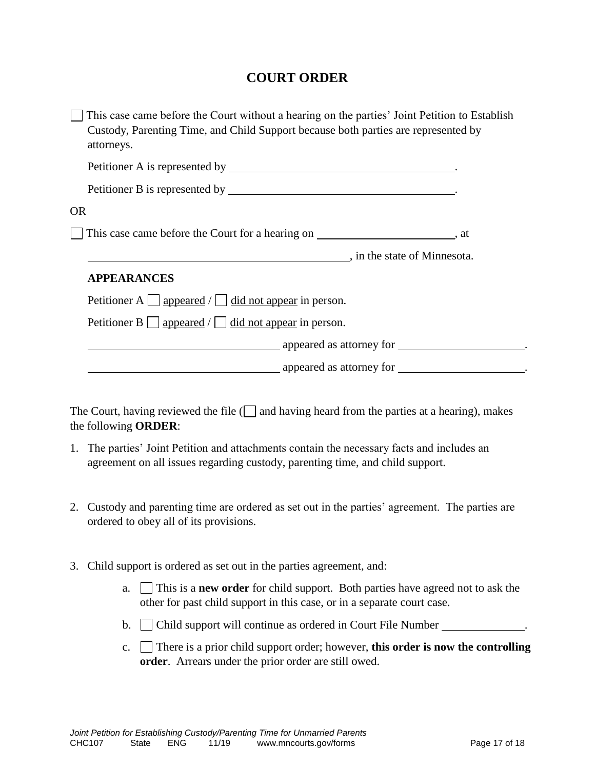# COURT ORDER

☐ This case came before the Court without a hearing on the parties' Joint Petition to Establish Custody, Parenting Time, and Child Support because both parties are represented by attorneys.

Petitioner A is represented by ________________________________________.

Petitioner B is represented by ________________________________________.

OR

☐ This case came before the Court for a hearing on ________________________, at

______________________________________________, in the state of Minnesota.

**APPEARANCES**

Petitioner A ☐ appeared / ☐ did not appear in person.

Petitioner B ☐ appeared / ☐ did not appear in person.

_________________________________ appeared as attorney for ______________________.

_________________________________ appeared as attorney for ______________________.

The Court, having reviewed the file (☐ and having heard from the parties at a hearing), makes the following **ORDER**:

1. The parties' Joint Petition and attachments contain the necessary facts and includes an agreement on all issues regarding custody, parenting time, and child support.

2. Custody and parenting time are ordered as set out in the parties' agreement. The parties are ordered to obey all of its provisions.

3. Child support is ordered as set out in the parties agreement, and:

   a. ☐ This is a **new order** for child support. Both parties have agreed not to ask the other for past child support in this case, or in a separate court case.

   b. ☐ Child support will continue as ordered in Court File Number ______________.

   c. ☐ There is a prior child support order; however, **this order is now the controlling order**. Arrears under the prior order are still owed.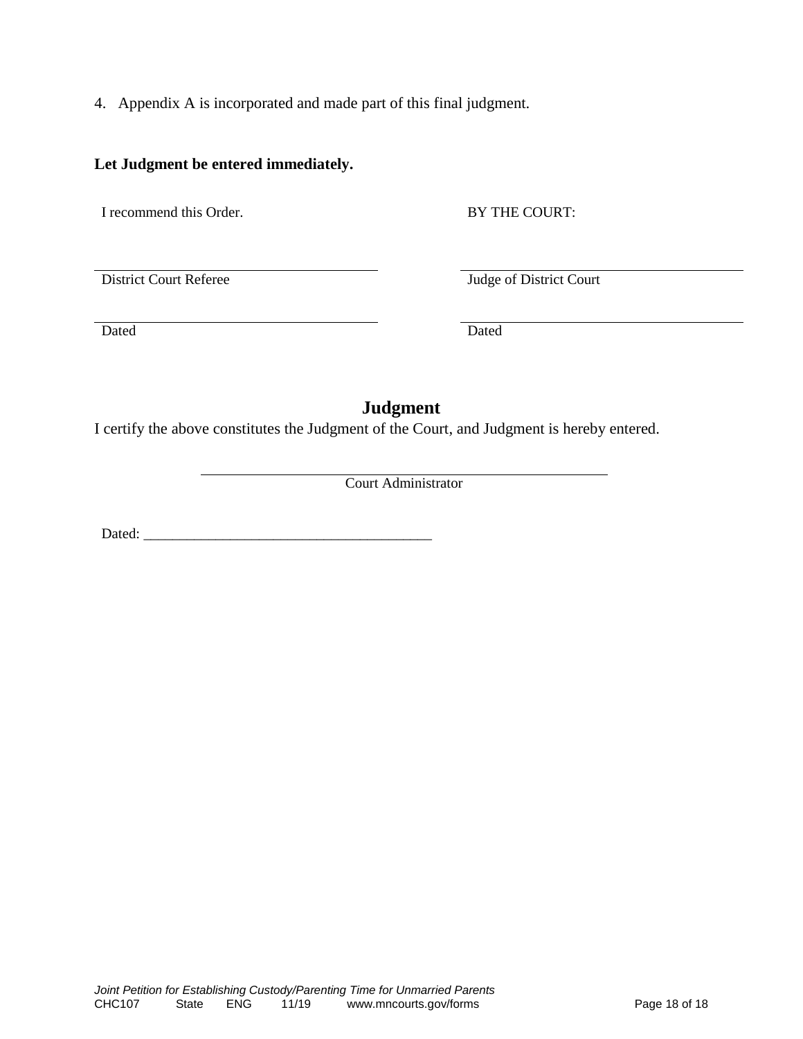4. Appendix A is incorporated and made part of this final judgment.

**Let Judgment be entered immediately.**

I recommend this Order.

\_\_\_\_\_\_\_\_\_\_\_\_\_\_\_\_\_\_\_\_\_\_\_\_\_\_\_\_\_\_\_\_\_\_\_\_\_\_\_\_
District Court Referee

\_\_\_\_\_\_\_\_\_\_\_\_\_\_\_\_\_\_\_\_\_\_\_\_\_\_\_\_\_\_\_\_\_\_\_\_\_\_\_\_
Dated

BY THE COURT:

\_\_\_\_\_\_\_\_\_\_\_\_\_\_\_\_\_\_\_\_\_\_\_\_\_\_\_\_\_\_\_\_\_\_\_\_\_\_\_\_
Judge of District Court

\_\_\_\_\_\_\_\_\_\_\_\_\_\_\_\_\_\_\_\_\_\_\_\_\_\_\_\_\_\_\_\_\_\_\_\_\_\_\_\_
Dated

## Judgment

I certify the above constitutes the Judgment of the Court, and Judgment is hereby entered.

\_\_\_\_\_\_\_\_\_\_\_\_\_\_\_\_\_\_\_\_\_\_\_\_\_\_\_\_\_\_\_\_\_\_\_\_\_\_\_\_\_\_\_\_\_\_\_\_\_\_\_\_\_\_
Court Administrator

Dated: \_\_\_\_\_\_\_\_\_\_\_\_\_\_\_\_\_\_\_\_\_\_\_\_\_\_\_\_\_\_\_\_\_\_\_\_\_\_\_\_

*Joint Petition for Establishing Custody/Parenting Time for Unmarried Parents*
CHC107 State ENG 11/19 www.mncourts.gov/forms